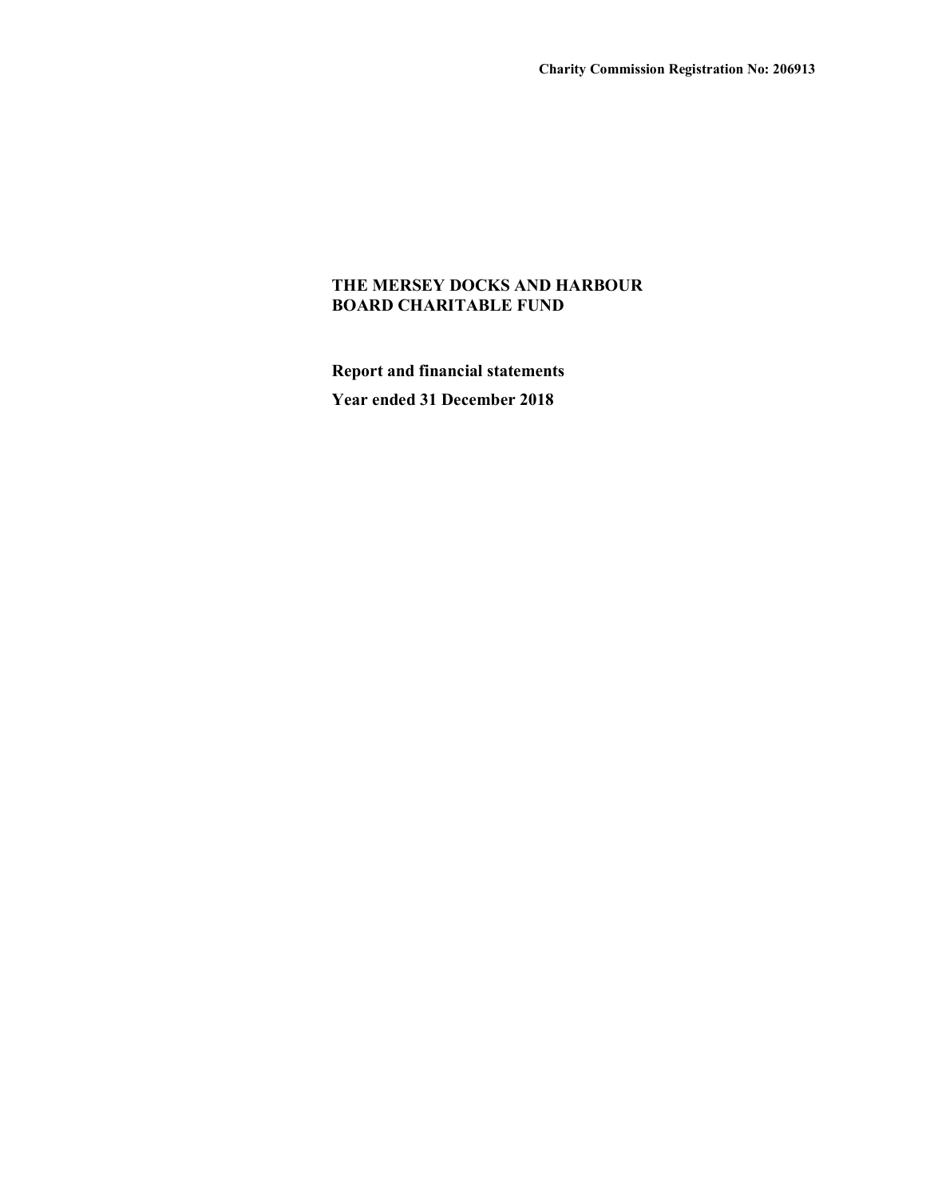**Charity Commission Registration No: 206913**

# THE MERSEY DOCKS AND HARBOUR BOARD CHARITABLE FUND

**Report and financial statements**

**Year ended 31 December 2018**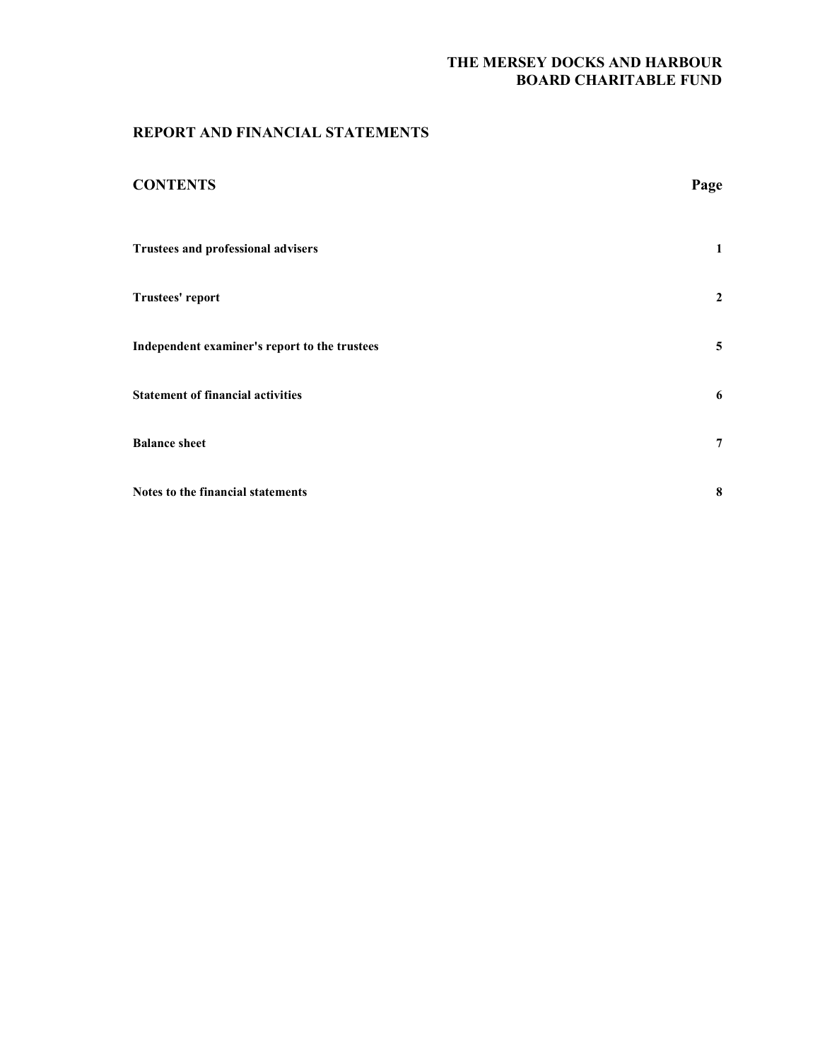# THE MERSEY DOCKS AND HARBOUR BOARD CHARITABLE FUND

## REPORT AND FINANCIAL STATEMENTS

| CONTENTS | Page |
| --- | --- |
| **Trustees and professional advisers** | **1** |
| **Trustees' report** | **2** |
| **Independent examiner's report to the trustees** | **5** |
| **Statement of financial activities** | **6** |
| **Balance sheet** | **7** |
| **Notes to the financial statements** | **8** |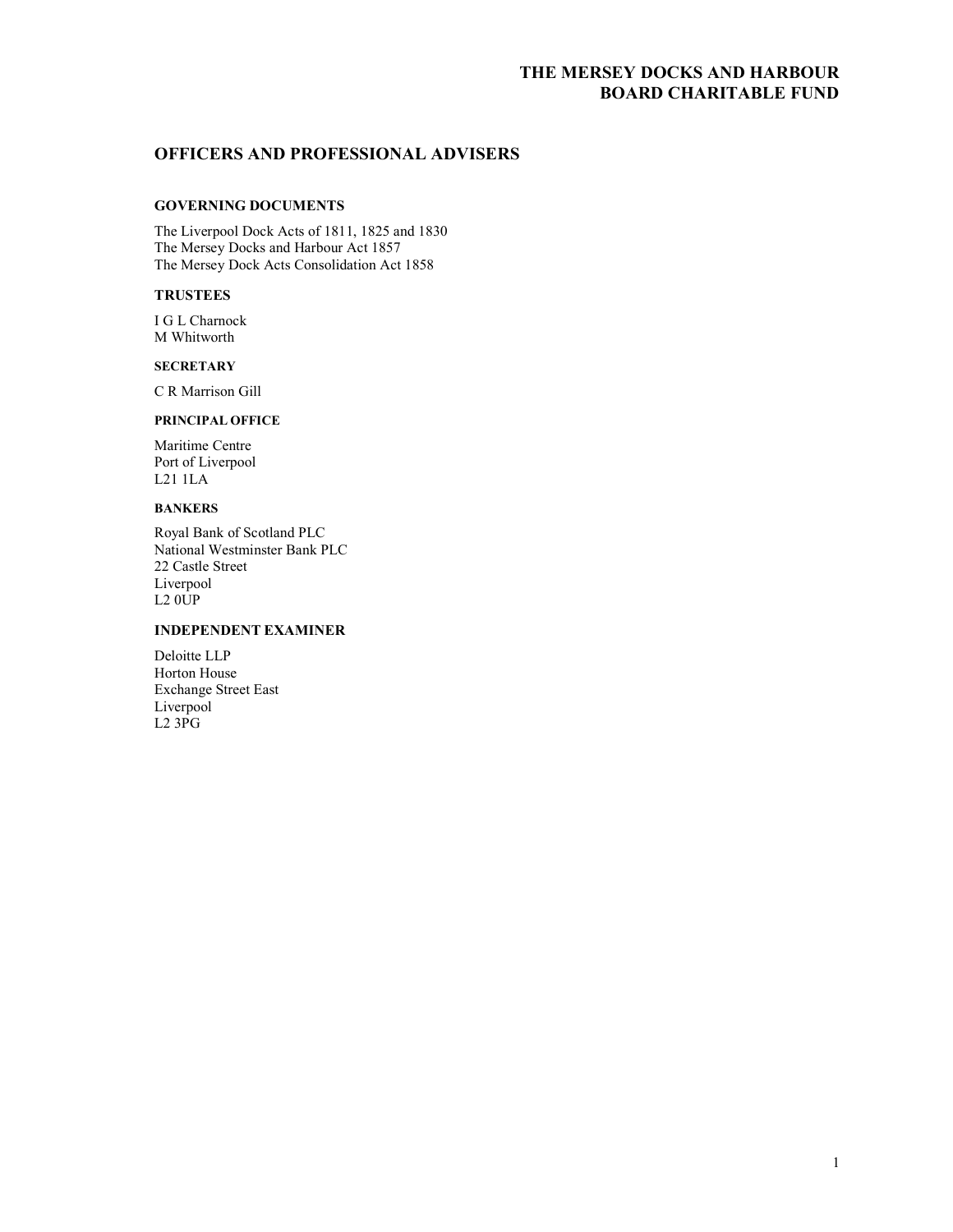# THE MERSEY DOCKS AND HARBOUR BOARD CHARITABLE FUND

## OFFICERS AND PROFESSIONAL ADVISERS

### GOVERNING DOCUMENTS

The Liverpool Dock Acts of 1811, 1825 and 1830
The Mersey Docks and Harbour Act 1857
The Mersey Dock Acts Consolidation Act 1858

### TRUSTEES

I G L Charnock
M Whitworth

### SECRETARY

C R Marrison Gill

### PRINCIPAL OFFICE

Maritime Centre
Port of Liverpool
L21 1LA

### BANKERS

Royal Bank of Scotland PLC
National Westminster Bank PLC
22 Castle Street
Liverpool
L2 0UP

### INDEPENDENT EXAMINER

Deloitte LLP
Horton House
Exchange Street East
Liverpool
L2 3PG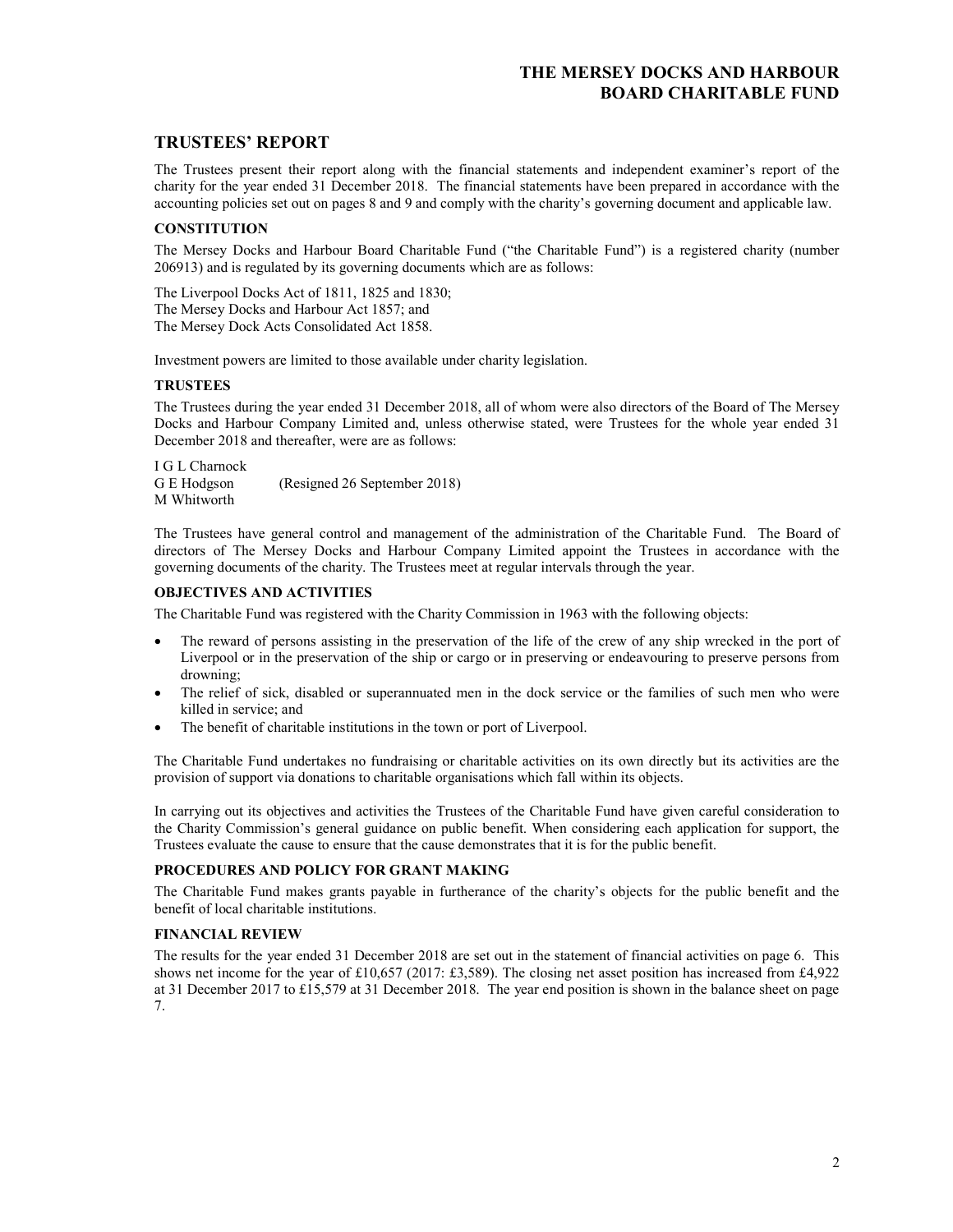## TRUSTEES' REPORT

The Trustees present their report along with the financial statements and independent examiner's report of the charity for the year ended 31 December 2018. The financial statements have been prepared in accordance with the accounting policies set out on pages 8 and 9 and comply with the charity's governing document and applicable law.

### CONSTITUTION

The Mersey Docks and Harbour Board Charitable Fund ("the Charitable Fund") is a registered charity (number 206913) and is regulated by its governing documents which are as follows:

The Liverpool Docks Act of 1811, 1825 and 1830;
The Mersey Docks and Harbour Act 1857; and
The Mersey Dock Acts Consolidated Act 1858.

Investment powers are limited to those available under charity legislation.

### TRUSTEES

The Trustees during the year ended 31 December 2018, all of whom were also directors of the Board of The Mersey Docks and Harbour Company Limited and, unless otherwise stated, were Trustees for the whole year ended 31 December 2018 and thereafter, were are as follows:

I G L Charnock
G E Hodgson (Resigned 26 September 2018)
M Whitworth

The Trustees have general control and management of the administration of the Charitable Fund. The Board of directors of The Mersey Docks and Harbour Company Limited appoint the Trustees in accordance with the governing documents of the charity. The Trustees meet at regular intervals through the year.

### OBJECTIVES AND ACTIVITIES

The Charitable Fund was registered with the Charity Commission in 1963 with the following objects:

- The reward of persons assisting in the preservation of the life of the crew of any ship wrecked in the port of Liverpool or in the preservation of the ship or cargo or in preserving or endeavouring to preserve persons from drowning;
- The relief of sick, disabled or superannuated men in the dock service or the families of such men who were killed in service; and
- The benefit of charitable institutions in the town or port of Liverpool.

The Charitable Fund undertakes no fundraising or charitable activities on its own directly but its activities are the provision of support via donations to charitable organisations which fall within its objects.

In carrying out its objectives and activities the Trustees of the Charitable Fund have given careful consideration to the Charity Commission's general guidance on public benefit. When considering each application for support, the Trustees evaluate the cause to ensure that the cause demonstrates that it is for the public benefit.

### PROCEDURES AND POLICY FOR GRANT MAKING

The Charitable Fund makes grants payable in furtherance of the charity's objects for the public benefit and the benefit of local charitable institutions.

### FINANCIAL REVIEW

The results for the year ended 31 December 2018 are set out in the statement of financial activities on page 6. This shows net income for the year of £10,657 (2017: £3,589). The closing net asset position has increased from £4,922 at 31 December 2017 to £15,579 at 31 December 2018. The year end position is shown in the balance sheet on page 7.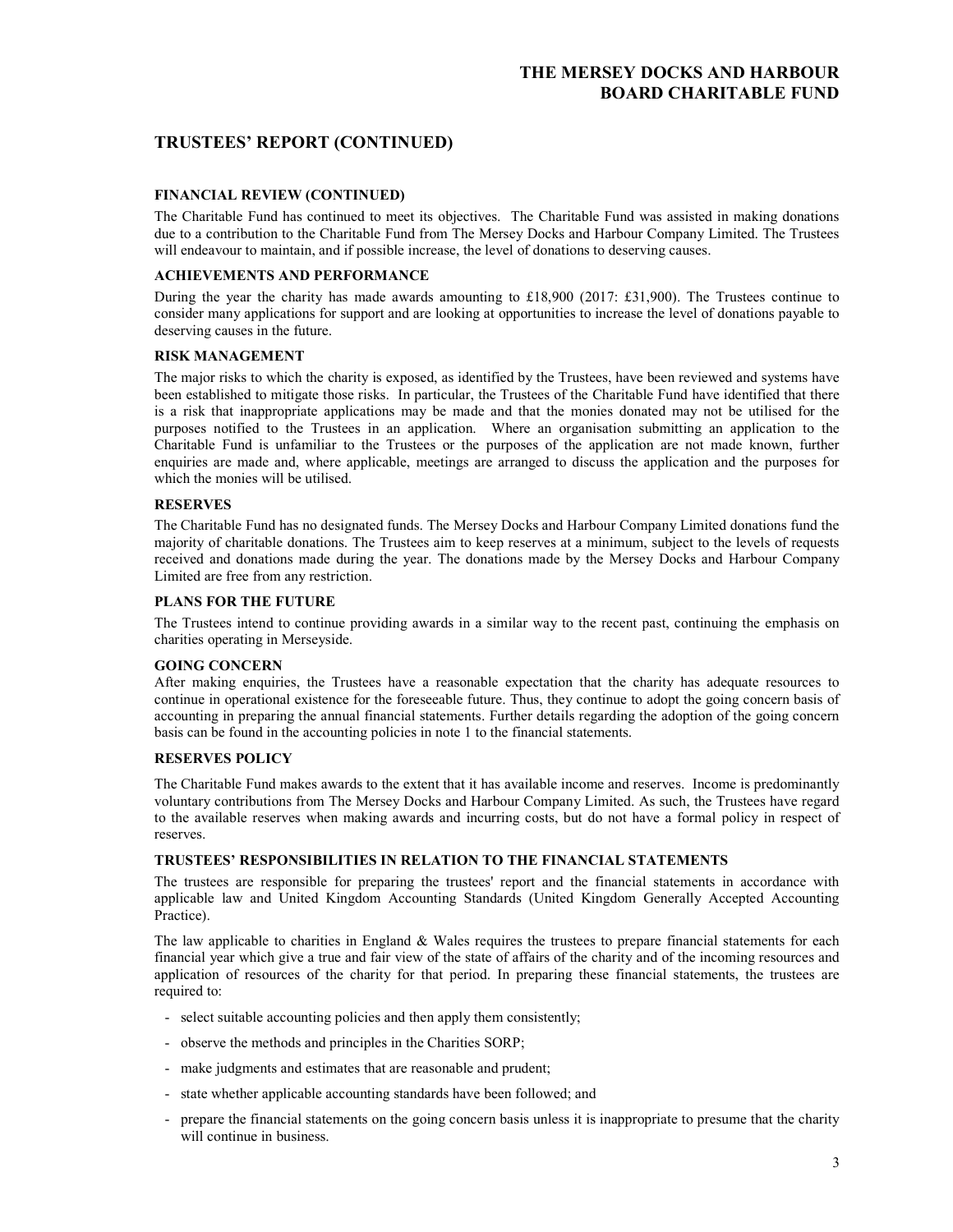# TRUSTEES' REPORT (CONTINUED)

### FINANCIAL REVIEW (CONTINUED)

The Charitable Fund has continued to meet its objectives. The Charitable Fund was assisted in making donations due to a contribution to the Charitable Fund from The Mersey Docks and Harbour Company Limited. The Trustees will endeavour to maintain, and if possible increase, the level of donations to deserving causes.

### ACHIEVEMENTS AND PERFORMANCE

During the year the charity has made awards amounting to £18,900 (2017: £31,900). The Trustees continue to consider many applications for support and are looking at opportunities to increase the level of donations payable to deserving causes in the future.

### RISK MANAGEMENT

The major risks to which the charity is exposed, as identified by the Trustees, have been reviewed and systems have been established to mitigate those risks. In particular, the Trustees of the Charitable Fund have identified that there is a risk that inappropriate applications may be made and that the monies donated may not be utilised for the purposes notified to the Trustees in an application. Where an organisation submitting an application to the Charitable Fund is unfamiliar to the Trustees or the purposes of the application are not made known, further enquiries are made and, where applicable, meetings are arranged to discuss the application and the purposes for which the monies will be utilised.

### RESERVES

The Charitable Fund has no designated funds. The Mersey Docks and Harbour Company Limited donations fund the majority of charitable donations. The Trustees aim to keep reserves at a minimum, subject to the levels of requests received and donations made during the year. The donations made by the Mersey Docks and Harbour Company Limited are free from any restriction.

### PLANS FOR THE FUTURE

The Trustees intend to continue providing awards in a similar way to the recent past, continuing the emphasis on charities operating in Merseyside.

### GOING CONCERN

After making enquiries, the Trustees have a reasonable expectation that the charity has adequate resources to continue in operational existence for the foreseeable future. Thus, they continue to adopt the going concern basis of accounting in preparing the annual financial statements. Further details regarding the adoption of the going concern basis can be found in the accounting policies in note 1 to the financial statements.

### RESERVES POLICY

The Charitable Fund makes awards to the extent that it has available income and reserves. Income is predominantly voluntary contributions from The Mersey Docks and Harbour Company Limited. As such, the Trustees have regard to the available reserves when making awards and incurring costs, but do not have a formal policy in respect of reserves.

### TRUSTEES' RESPONSIBILITIES IN RELATION TO THE FINANCIAL STATEMENTS

The trustees are responsible for preparing the trustees' report and the financial statements in accordance with applicable law and United Kingdom Accounting Standards (United Kingdom Generally Accepted Accounting Practice).

The law applicable to charities in England & Wales requires the trustees to prepare financial statements for each financial year which give a true and fair view of the state of affairs of the charity and of the incoming resources and application of resources of the charity for that period. In preparing these financial statements, the trustees are required to:

- select suitable accounting policies and then apply them consistently;
- observe the methods and principles in the Charities SORP;
- make judgments and estimates that are reasonable and prudent;
- state whether applicable accounting standards have been followed; and
- prepare the financial statements on the going concern basis unless it is inappropriate to presume that the charity will continue in business.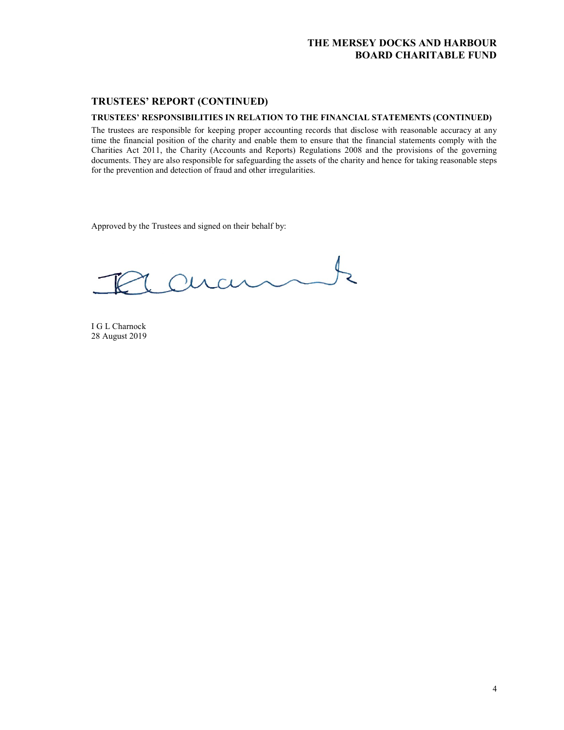## TRUSTEES' REPORT (CONTINUED)

### TRUSTEES' RESPONSIBILITIES IN RELATION TO THE FINANCIAL STATEMENTS (CONTINUED)

The trustees are responsible for keeping proper accounting records that disclose with reasonable accuracy at any time the financial position of the charity and enable them to ensure that the financial statements comply with the Charities Act 2011, the Charity (Accounts and Reports) Regulations 2008 and the provisions of the governing documents. They are also responsible for safeguarding the assets of the charity and hence for taking reasonable steps for the prevention and detection of fraud and other irregularities.

Approved by the Trustees and signed on their behalf by:

I G L Charnock
28 August 2019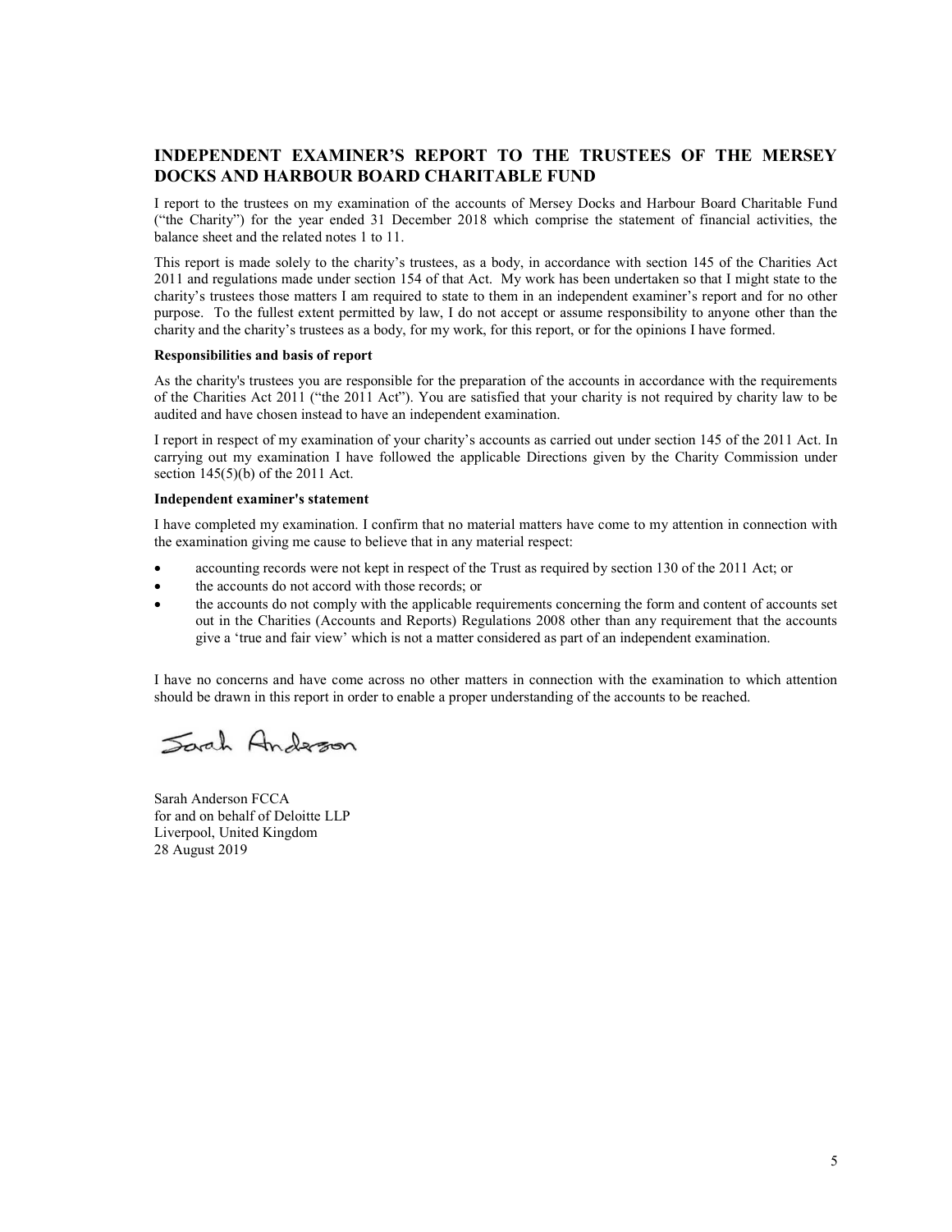## INDEPENDENT EXAMINER'S REPORT TO THE TRUSTEES OF THE MERSEY DOCKS AND HARBOUR BOARD CHARITABLE FUND

I report to the trustees on my examination of the accounts of Mersey Docks and Harbour Board Charitable Fund ("the Charity") for the year ended 31 December 2018 which comprise the statement of financial activities, the balance sheet and the related notes 1 to 11.

This report is made solely to the charity's trustees, as a body, in accordance with section 145 of the Charities Act 2011 and regulations made under section 154 of that Act. My work has been undertaken so that I might state to the charity's trustees those matters I am required to state to them in an independent examiner's report and for no other purpose. To the fullest extent permitted by law, I do not accept or assume responsibility to anyone other than the charity and the charity's trustees as a body, for my work, for this report, or for the opinions I have formed.

**Responsibilities and basis of report**

As the charity's trustees you are responsible for the preparation of the accounts in accordance with the requirements of the Charities Act 2011 ("the 2011 Act"). You are satisfied that your charity is not required by charity law to be audited and have chosen instead to have an independent examination.

I report in respect of my examination of your charity's accounts as carried out under section 145 of the 2011 Act. In carrying out my examination I have followed the applicable Directions given by the Charity Commission under section 145(5)(b) of the 2011 Act.

**Independent examiner's statement**

I have completed my examination. I confirm that no material matters have come to my attention in connection with the examination giving me cause to believe that in any material respect:

- accounting records were not kept in respect of the Trust as required by section 130 of the 2011 Act; or
- the accounts do not accord with those records; or
- the accounts do not comply with the applicable requirements concerning the form and content of accounts set out in the Charities (Accounts and Reports) Regulations 2008 other than any requirement that the accounts give a 'true and fair view' which is not a matter considered as part of an independent examination.

I have no concerns and have come across no other matters in connection with the examination to which attention should be drawn in this report in order to enable a proper understanding of the accounts to be reached.

Sarah Anderson

Sarah Anderson FCCA
for and on behalf of Deloitte LLP
Liverpool, United Kingdom
28 August 2019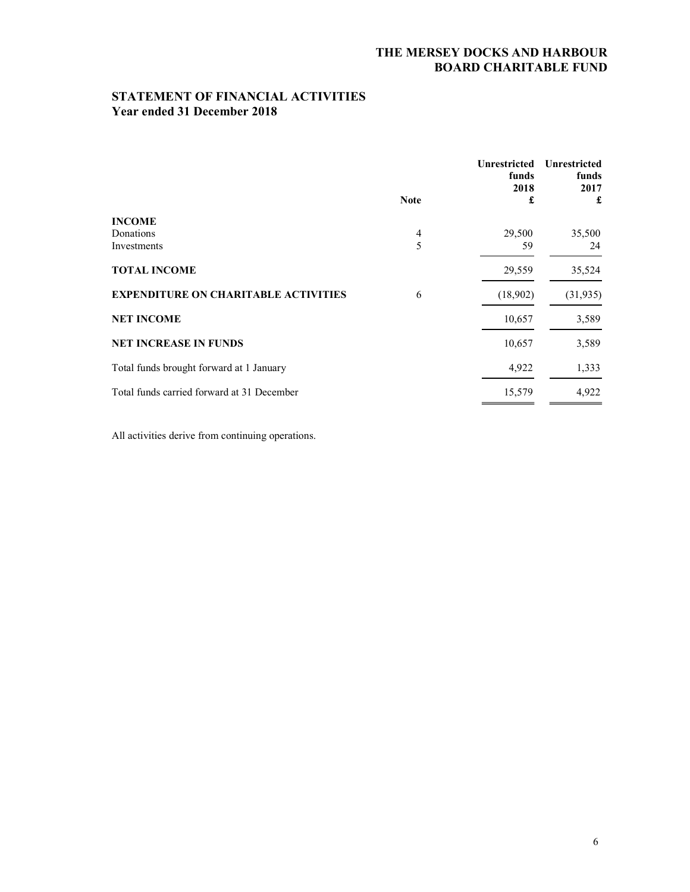# THE MERSEY DOCKS AND HARBOUR BOARD CHARITABLE FUND

## STATEMENT OF FINANCIAL ACTIVITIES
**Year ended 31 December 2018**

| | Note | Unrestricted funds 2018 £ | Unrestricted funds 2017 £ |
|---|---|---|---|
| **INCOME** | | | |
| Donations | 4 | 29,500 | 35,500 |
| Investments | 5 | 59 | 24 |
| **TOTAL INCOME** | | 29,559 | 35,524 |
| **EXPENDITURE ON CHARITABLE ACTIVITIES** | 6 | (18,902) | (31,935) |
| **NET INCOME** | | 10,657 | 3,589 |
| **NET INCREASE IN FUNDS** | | 10,657 | 3,589 |
| Total funds brought forward at 1 January | | 4,922 | 1,333 |
| Total funds carried forward at 31 December | | 15,579 | 4,922 |

All activities derive from continuing operations.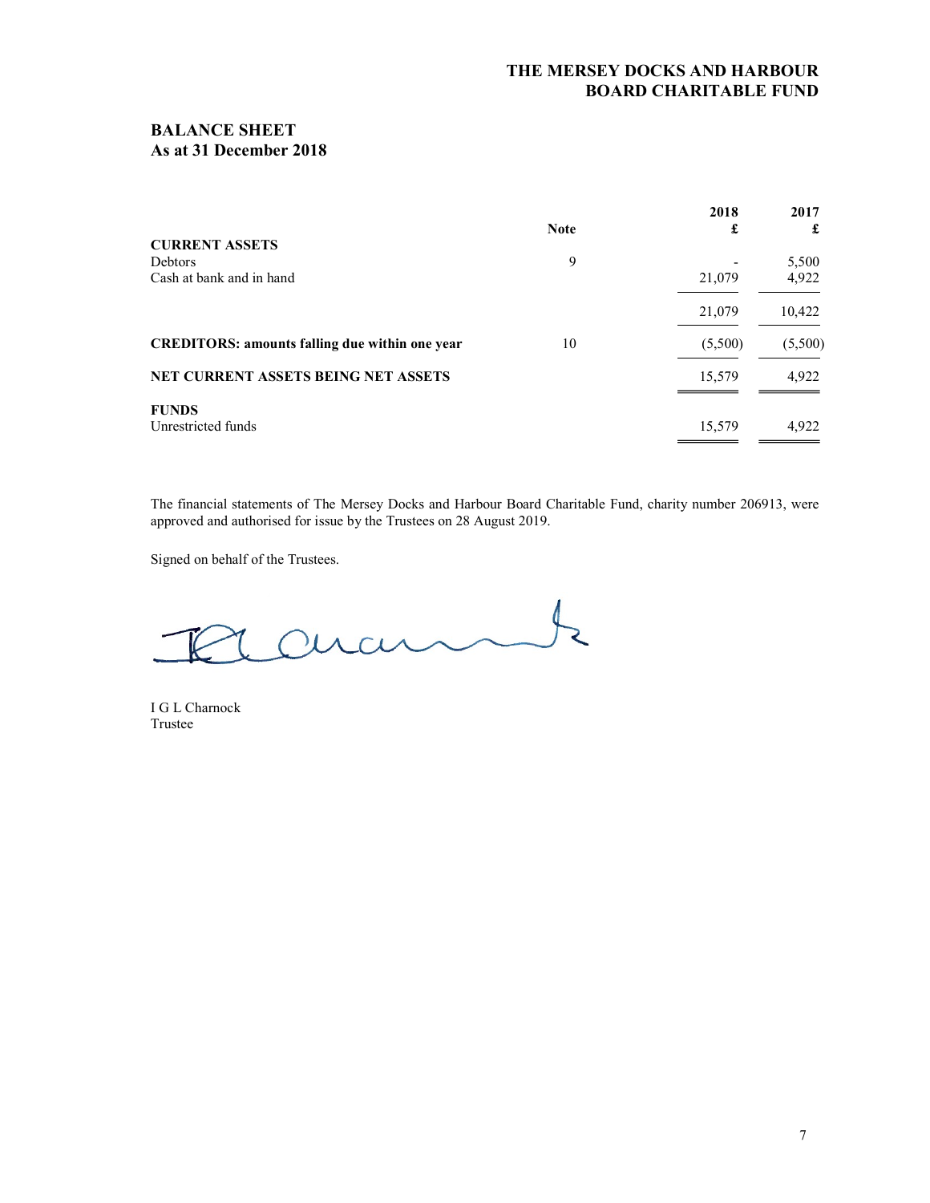# THE MERSEY DOCKS AND HARBOUR BOARD CHARITABLE FUND

## BALANCE SHEET
### As at 31 December 2018

| | Note | 2018 £ | 2017 £ |
|---|---|---|---|
| **CURRENT ASSETS** | | | |
| Debtors | 9 | - | 5,500 |
| Cash at bank and in hand | | 21,079 | 4,922 |
| | | 21,079 | 10,422 |
| **CREDITORS: amounts falling due within one year** | 10 | (5,500) | (5,500) |
| **NET CURRENT ASSETS BEING NET ASSETS** | | 15,579 | 4,922 |
| **FUNDS** | | | |
| Unrestricted funds | | 15,579 | 4,922 |

The financial statements of The Mersey Docks and Harbour Board Charitable Fund, charity number 206913, were approved and authorised for issue by the Trustees on 28 August 2019.

Signed on behalf of the Trustees.

I G L Charnock
Trustee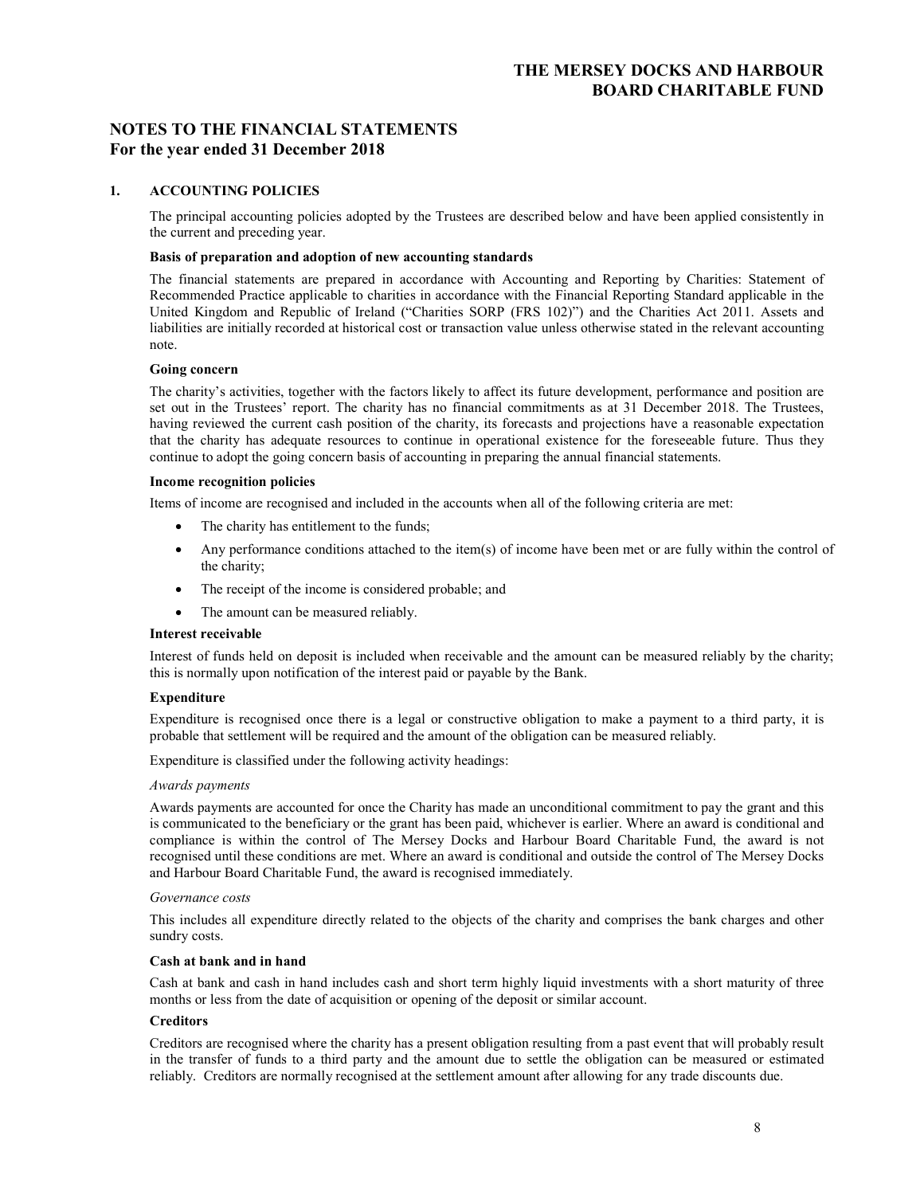## NOTES TO THE FINANCIAL STATEMENTS
## For the year ended 31 December 2018

### 1. ACCOUNTING POLICIES

The principal accounting policies adopted by the Trustees are described below and have been applied consistently in the current and preceding year.

**Basis of preparation and adoption of new accounting standards**

The financial statements are prepared in accordance with Accounting and Reporting by Charities: Statement of Recommended Practice applicable to charities in accordance with the Financial Reporting Standard applicable in the United Kingdom and Republic of Ireland ("Charities SORP (FRS 102)") and the Charities Act 2011. Assets and liabilities are initially recorded at historical cost or transaction value unless otherwise stated in the relevant accounting note.

**Going concern**

The charity's activities, together with the factors likely to affect its future development, performance and position are set out in the Trustees' report. The charity has no financial commitments as at 31 December 2018. The Trustees, having reviewed the current cash position of the charity, its forecasts and projections have a reasonable expectation that the charity has adequate resources to continue in operational existence for the foreseeable future. Thus they continue to adopt the going concern basis of accounting in preparing the annual financial statements.

**Income recognition policies**

Items of income are recognised and included in the accounts when all of the following criteria are met:

- The charity has entitlement to the funds;
- Any performance conditions attached to the item(s) of income have been met or are fully within the control of the charity;
- The receipt of the income is considered probable; and
- The amount can be measured reliably.

**Interest receivable**

Interest of funds held on deposit is included when receivable and the amount can be measured reliably by the charity; this is normally upon notification of the interest paid or payable by the Bank.

**Expenditure**

Expenditure is recognised once there is a legal or constructive obligation to make a payment to a third party, it is probable that settlement will be required and the amount of the obligation can be measured reliably.

Expenditure is classified under the following activity headings:

*Awards payments*

Awards payments are accounted for once the Charity has made an unconditional commitment to pay the grant and this is communicated to the beneficiary or the grant has been paid, whichever is earlier. Where an award is conditional and compliance is within the control of The Mersey Docks and Harbour Board Charitable Fund, the award is not recognised until these conditions are met. Where an award is conditional and outside the control of The Mersey Docks and Harbour Board Charitable Fund, the award is recognised immediately.

*Governance costs*

This includes all expenditure directly related to the objects of the charity and comprises the bank charges and other sundry costs.

**Cash at bank and in hand**

Cash at bank and cash in hand includes cash and short term highly liquid investments with a short maturity of three months or less from the date of acquisition or opening of the deposit or similar account.

**Creditors**

Creditors are recognised where the charity has a present obligation resulting from a past event that will probably result in the transfer of funds to a third party and the amount due to settle the obligation can be measured or estimated reliably. Creditors are normally recognised at the settlement amount after allowing for any trade discounts due.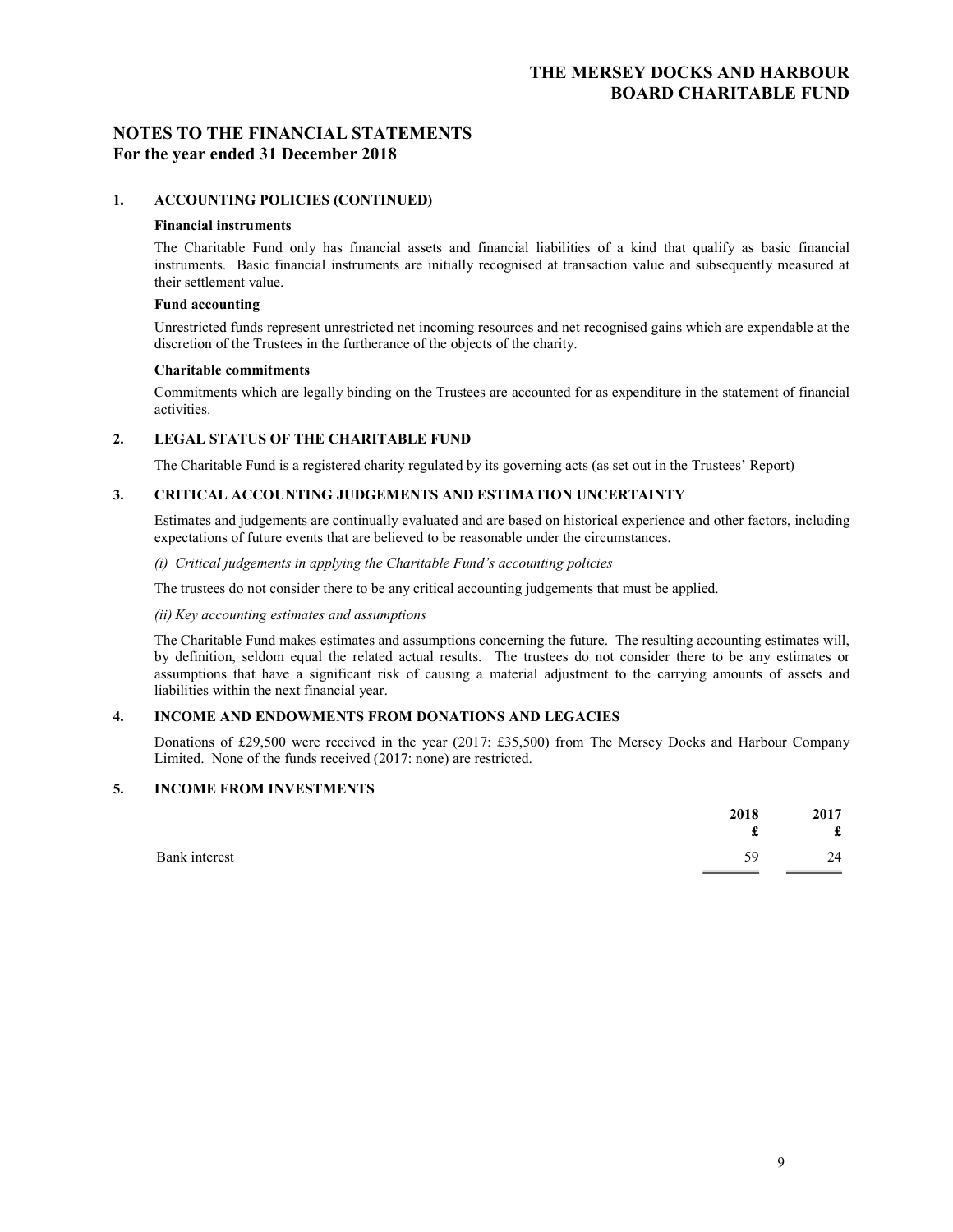# NOTES TO THE FINANCIAL STATEMENTS
**For the year ended 31 December 2018**

## 1. ACCOUNTING POLICIES (CONTINUED)

**Financial instruments**

The Charitable Fund only has financial assets and financial liabilities of a kind that qualify as basic financial instruments. Basic financial instruments are initially recognised at transaction value and subsequently measured at their settlement value.

**Fund accounting**

Unrestricted funds represent unrestricted net incoming resources and net recognised gains which are expendable at the discretion of the Trustees in the furtherance of the objects of the charity.

**Charitable commitments**

Commitments which are legally binding on the Trustees are accounted for as expenditure in the statement of financial activities.

## 2. LEGAL STATUS OF THE CHARITABLE FUND

The Charitable Fund is a registered charity regulated by its governing acts (as set out in the Trustees' Report)

## 3. CRITICAL ACCOUNTING JUDGEMENTS AND ESTIMATION UNCERTAINTY

Estimates and judgements are continually evaluated and are based on historical experience and other factors, including expectations of future events that are believed to be reasonable under the circumstances.

*(i) Critical judgements in applying the Charitable Fund's accounting policies*

The trustees do not consider there to be any critical accounting judgements that must be applied.

*(ii) Key accounting estimates and assumptions*

The Charitable Fund makes estimates and assumptions concerning the future. The resulting accounting estimates will, by definition, seldom equal the related actual results. The trustees do not consider there to be any estimates or assumptions that have a significant risk of causing a material adjustment to the carrying amounts of assets and liabilities within the next financial year.

## 4. INCOME AND ENDOWMENTS FROM DONATIONS AND LEGACIES

Donations of £29,500 were received in the year (2017: £35,500) from The Mersey Docks and Harbour Company Limited. None of the funds received (2017: none) are restricted.

## 5. INCOME FROM INVESTMENTS

| | 2018 £ | 2017 £ |
|---|---|---|
| Bank interest | 59 | 24 |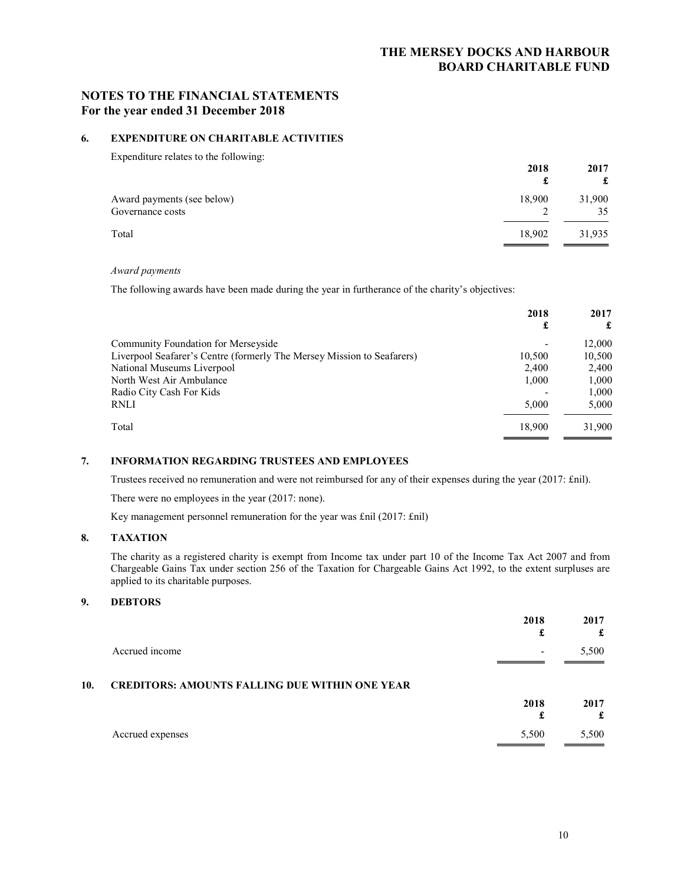# THE MERSEY DOCKS AND HARBOUR BOARD CHARITABLE FUND

## NOTES TO THE FINANCIAL STATEMENTS
## For the year ended 31 December 2018

### 6. EXPENDITURE ON CHARITABLE ACTIVITIES

Expenditure relates to the following:

| | 2018 £ | 2017 £ |
|---|---|---|
| Award payments (see below) | 18,900 | 31,900 |
| Governance costs | 2 | 35 |
| Total | 18,902 | 31,935 |

*Award payments*

The following awards have been made during the year in furtherance of the charity's objectives:

| | 2018 £ | 2017 £ |
|---|---|---|
| Community Foundation for Merseyside | - | 12,000 |
| Liverpool Seafarer's Centre (formerly The Mersey Mission to Seafarers) | 10,500 | 10,500 |
| National Museums Liverpool | 2,400 | 2,400 |
| North West Air Ambulance | 1,000 | 1,000 |
| Radio City Cash For Kids | - | 1,000 |
| RNLI | 5,000 | 5,000 |
| Total | 18,900 | 31,900 |

### 7. INFORMATION REGARDING TRUSTEES AND EMPLOYEES

Trustees received no remuneration and were not reimbursed for any of their expenses during the year (2017: £nil).

There were no employees in the year (2017: none).

Key management personnel remuneration for the year was £nil (2017: £nil)

### 8. TAXATION

The charity as a registered charity is exempt from Income tax under part 10 of the Income Tax Act 2007 and from Chargeable Gains Tax under section 256 of the Taxation for Chargeable Gains Act 1992, to the extent surpluses are applied to its charitable purposes.

### 9. DEBTORS

| | 2018 £ | 2017 £ |
|---|---|---|
| Accrued income | - | 5,500 |

### 10. CREDITORS: AMOUNTS FALLING DUE WITHIN ONE YEAR

| | 2018 £ | 2017 £ |
|---|---|---|
| Accrued expenses | 5,500 | 5,500 |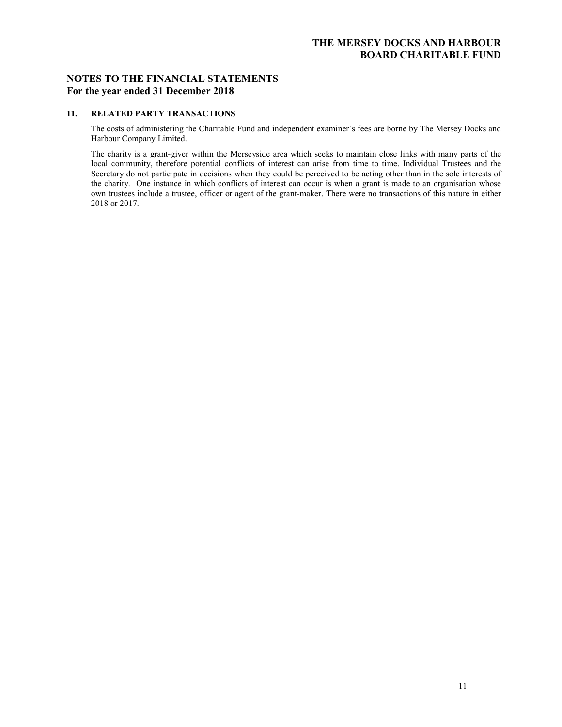# NOTES TO THE FINANCIAL STATEMENTS
**For the year ended 31 December 2018**

## 11. RELATED PARTY TRANSACTIONS

The costs of administering the Charitable Fund and independent examiner's fees are borne by The Mersey Docks and Harbour Company Limited.

The charity is a grant-giver within the Merseyside area which seeks to maintain close links with many parts of the local community, therefore potential conflicts of interest can arise from time to time. Individual Trustees and the Secretary do not participate in decisions when they could be perceived to be acting other than in the sole interests of the charity. One instance in which conflicts of interest can occur is when a grant is made to an organisation whose own trustees include a trustee, officer or agent of the grant-maker. There were no transactions of this nature in either 2018 or 2017.